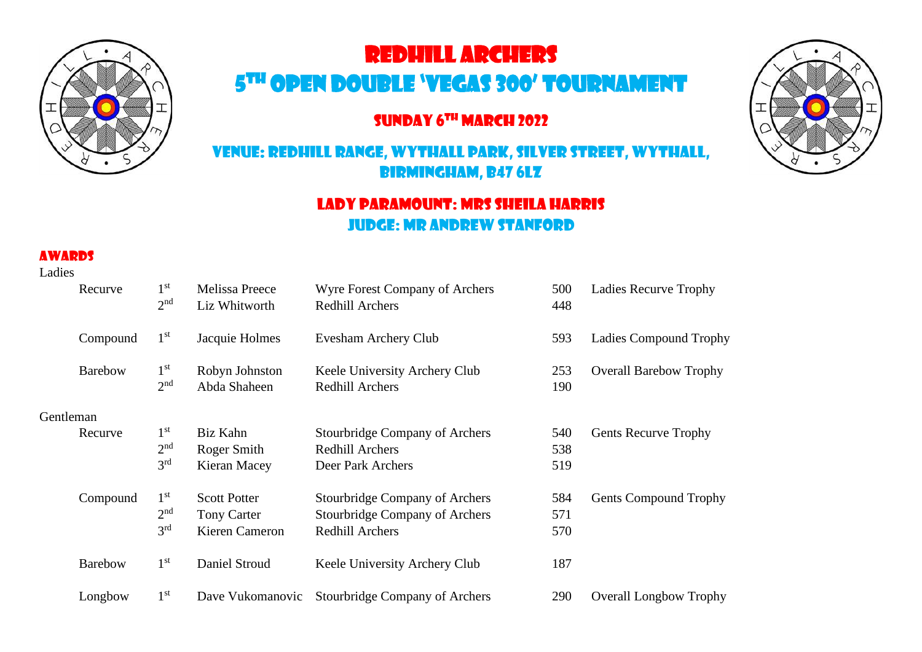# Redhill Archers

# 5th Open Double 'Vegas 300' Tournament

## Sunday 6th March 2022

## Venue: Redhill Range, Wythall Park, Silver Street, Wythall, Birmingham, B47 6LZ

## Lady Paramount: Mrs Sheila Harris
## Judge: Mr Andrew Stanford

### Awards

Ladies

| | | | | | |
|---|---|---|---|---|---|
| Recurve | 1st | Melissa Preece | Wyre Forest Company of Archers | 500 | Ladies Recurve Trophy |
| | 2nd | Liz Whitworth | Redhill Archers | 448 | |
| Compound | 1st | Jacquie Holmes | Evesham Archery Club | 593 | Ladies Compound Trophy |
| Barebow | 1st | Robyn Johnston | Keele University Archery Club | 253 | Overall Barebow Trophy |
| | 2nd | Abda Shaheen | Redhill Archers | 190 | |

Gentleman

| | | | | | |
|---|---|---|---|---|---|
| Recurve | 1st | Biz Kahn | Stourbridge Company of Archers | 540 | Gents Recurve Trophy |
| | 2nd | Roger Smith | Redhill Archers | 538 | |
| | 3rd | Kieran Macey | Deer Park Archers | 519 | |
| Compound | 1st | Scott Potter | Stourbridge Company of Archers | 584 | Gents Compound Trophy |
| | 2nd | Tony Carter | Stourbridge Company of Archers | 571 | |
| | 3rd | Kieren Cameron | Redhill Archers | 570 | |
| Barebow | 1st | Daniel Stroud | Keele University Archery Club | 187 | |
| Longbow | 1st | Dave Vukomanovic | Stourbridge Company of Archers | 290 | Overall Longbow Trophy |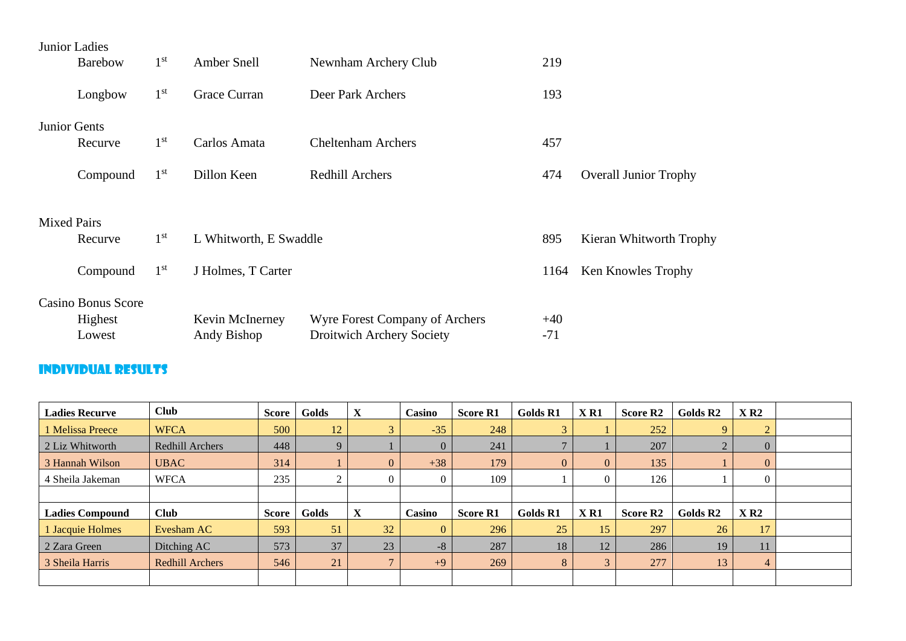Junior Ladies

| | | | | | |
|---|---|---|---|---|---|
| Barebow | 1st | Amber Snell | Newnham Archery Club | 219 | |
| Longbow | 1st | Grace Curran | Deer Park Archers | 193 | |

Junior Gents

| | | | | | |
|---|---|---|---|---|---|
| Recurve | 1st | Carlos Amata | Cheltenham Archers | 457 | |
| Compound | 1st | Dillon Keen | Redhill Archers | 474 | Overall Junior Trophy |

Mixed Pairs

| | | | | |
|---|---|---|---|---|
| Recurve | 1st | L Whitworth, E Swaddle | 895 | Kieran Whitworth Trophy |
| Compound | 1st | J Holmes, T Carter | 1164 | Ken Knowles Trophy |

Casino Bonus Score

| | | | |
|---|---|---|---|
| Highest | Kevin McInerney | Wyre Forest Company of Archers | +40 |
| Lowest | Andy Bishop | Droitwich Archery Society | -71 |

## INDIVIDUAL RESULTS

| **Ladies Recurve** | **Club** | **Score** | **Golds** | **X** | **Casino** | **Score R1** | **Golds R1** | **X R1** | **Score R2** | **Golds R2** | **X R2** | |
|---|---|---|---|---|---|---|---|---|---|---|---|---|
| 1 Melissa Preece | WFCA | 500 | 12 | 3 | -35 | 248 | 3 | 1 | 252 | 9 | 2 | |
| 2 Liz Whitworth | Redhill Archers | 448 | 9 | 1 | 0 | 241 | 7 | 1 | 207 | 2 | 0 | |
| 3 Hannah Wilson | UBAC | 314 | 1 | 0 | +38 | 179 | 0 | 0 | 135 | 1 | 0 | |
| 4 Sheila Jakeman | WFCA | 235 | 2 | 0 | 0 | 109 | 1 | 0 | 126 | 1 | 0 | |
| | | | | | | | | | | | | |
| **Ladies Compound** | **Club** | **Score** | **Golds** | **X** | **Casino** | **Score R1** | **Golds R1** | **X R1** | **Score R2** | **Golds R2** | **X R2** | |
| 1 Jacquie Holmes | Evesham AC | 593 | 51 | 32 | 0 | 296 | 25 | 15 | 297 | 26 | 17 | |
| 2 Zara Green | Ditching AC | 573 | 37 | 23 | -8 | 287 | 18 | 12 | 286 | 19 | 11 | |
| 3 Sheila Harris | Redhill Archers | 546 | 21 | 7 | +9 | 269 | 8 | 3 | 277 | 13 | 4 | |
| | | | | | | | | | | | | |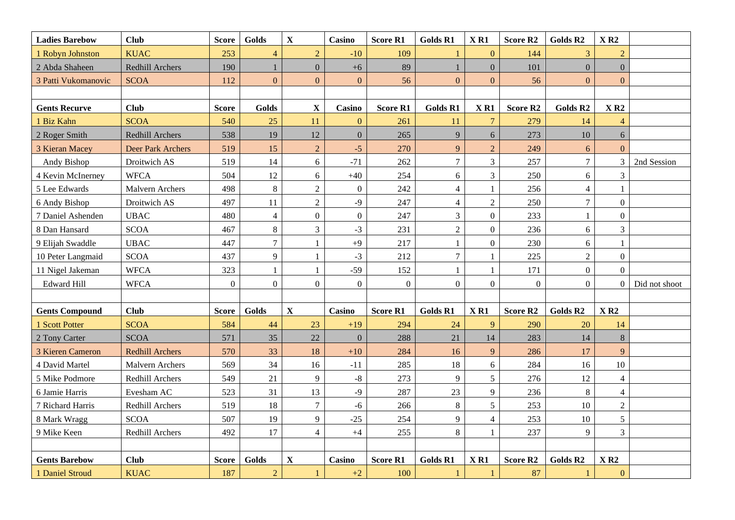| Ladies Barebow | Club | Score | Golds | X | Casino | Score R1 | Golds R1 | X R1 | Score R2 | Golds R2 | X R2 | |
|---|---|---|---|---|---|---|---|---|---|---|---|---|
| 1 Robyn Johnston | KUAC | 253 | 4 | 2 | -10 | 109 | 1 | 0 | 144 | 3 | 2 | |
| 2 Abda Shaheen | Redhill Archers | 190 | 1 | 0 | +6 | 89 | 1 | 0 | 101 | 0 | 0 | |
| 3 Patti Vukomanovic | SCOA | 112 | 0 | 0 | 0 | 56 | 0 | 0 | 56 | 0 | 0 | |
| | | | | | | | | | | | | |
| **Gents Recurve** | **Club** | **Score** | **Golds** | **X** | **Casino** | **Score R1** | **Golds R1** | **X R1** | **Score R2** | **Golds R2** | **X R2** | |
| 1 Biz Kahn | SCOA | 540 | 25 | 11 | 0 | 261 | 11 | 7 | 279 | 14 | 4 | |
| 2 Roger Smith | Redhill Archers | 538 | 19 | 12 | 0 | 265 | 9 | 6 | 273 | 10 | 6 | |
| 3 Kieran Macey | Deer Park Archers | 519 | 15 | 2 | -5 | 270 | 9 | 2 | 249 | 6 | 0 | |
| Andy Bishop | Droitwich AS | 519 | 14 | 6 | -71 | 262 | 7 | 3 | 257 | 7 | 3 | 2nd Session |
| 4 Kevin McInerney | WFCA | 504 | 12 | 6 | +40 | 254 | 6 | 3 | 250 | 6 | 3 | |
| 5 Lee Edwards | Malvern Archers | 498 | 8 | 2 | 0 | 242 | 4 | 1 | 256 | 4 | 1 | |
| 6 Andy Bishop | Droitwich AS | 497 | 11 | 2 | -9 | 247 | 4 | 2 | 250 | 7 | 0 | |
| 7 Daniel Ashenden | UBAC | 480 | 4 | 0 | 0 | 247 | 3 | 0 | 233 | 1 | 0 | |
| 8 Dan Hansard | SCOA | 467 | 8 | 3 | -3 | 231 | 2 | 0 | 236 | 6 | 3 | |
| 9 Elijah Swaddle | UBAC | 447 | 7 | 1 | +9 | 217 | 1 | 0 | 230 | 6 | 1 | |
| 10 Peter Langmaid | SCOA | 437 | 9 | 1 | -3 | 212 | 7 | 1 | 225 | 2 | 0 | |
| 11 Nigel Jakeman | WFCA | 323 | 1 | 1 | -59 | 152 | 1 | 1 | 171 | 0 | 0 | |
| Edward Hill | WFCA | 0 | 0 | 0 | 0 | 0 | 0 | 0 | 0 | 0 | 0 | Did not shoot |
| | | | | | | | | | | | | |
| **Gents Compound** | **Club** | **Score** | **Golds** | **X** | **Casino** | **Score R1** | **Golds R1** | **X R1** | **Score R2** | **Golds R2** | **X R2** | |
| 1 Scott Potter | SCOA | 584 | 44 | 23 | +19 | 294 | 24 | 9 | 290 | 20 | 14 | |
| 2 Tony Carter | SCOA | 571 | 35 | 22 | 0 | 288 | 21 | 14 | 283 | 14 | 8 | |
| 3 Kieren Cameron | Redhill Archers | 570 | 33 | 18 | +10 | 284 | 16 | 9 | 286 | 17 | 9 | |
| 4 David Martel | Malvern Archers | 569 | 34 | 16 | -11 | 285 | 18 | 6 | 284 | 16 | 10 | |
| 5 Mike Podmore | Redhill Archers | 549 | 21 | 9 | -8 | 273 | 9 | 5 | 276 | 12 | 4 | |
| 6 Jamie Harris | Evesham AC | 523 | 31 | 13 | -9 | 287 | 23 | 9 | 236 | 8 | 4 | |
| 7 Richard Harris | Redhill Archers | 519 | 18 | 7 | -6 | 266 | 8 | 5 | 253 | 10 | 2 | |
| 8 Mark Wragg | SCOA | 507 | 19 | 9 | -25 | 254 | 9 | 4 | 253 | 10 | 5 | |
| 9 Mike Keen | Redhill Archers | 492 | 17 | 4 | +4 | 255 | 8 | 1 | 237 | 9 | 3 | |
| | | | | | | | | | | | | |
| **Gents Barebow** | **Club** | **Score** | **Golds** | **X** | **Casino** | **Score R1** | **Golds R1** | **X R1** | **Score R2** | **Golds R2** | **X R2** | |
| 1 Daniel Stroud | KUAC | 187 | 2 | 1 | +2 | 100 | 1 | 1 | 87 | 1 | 0 | |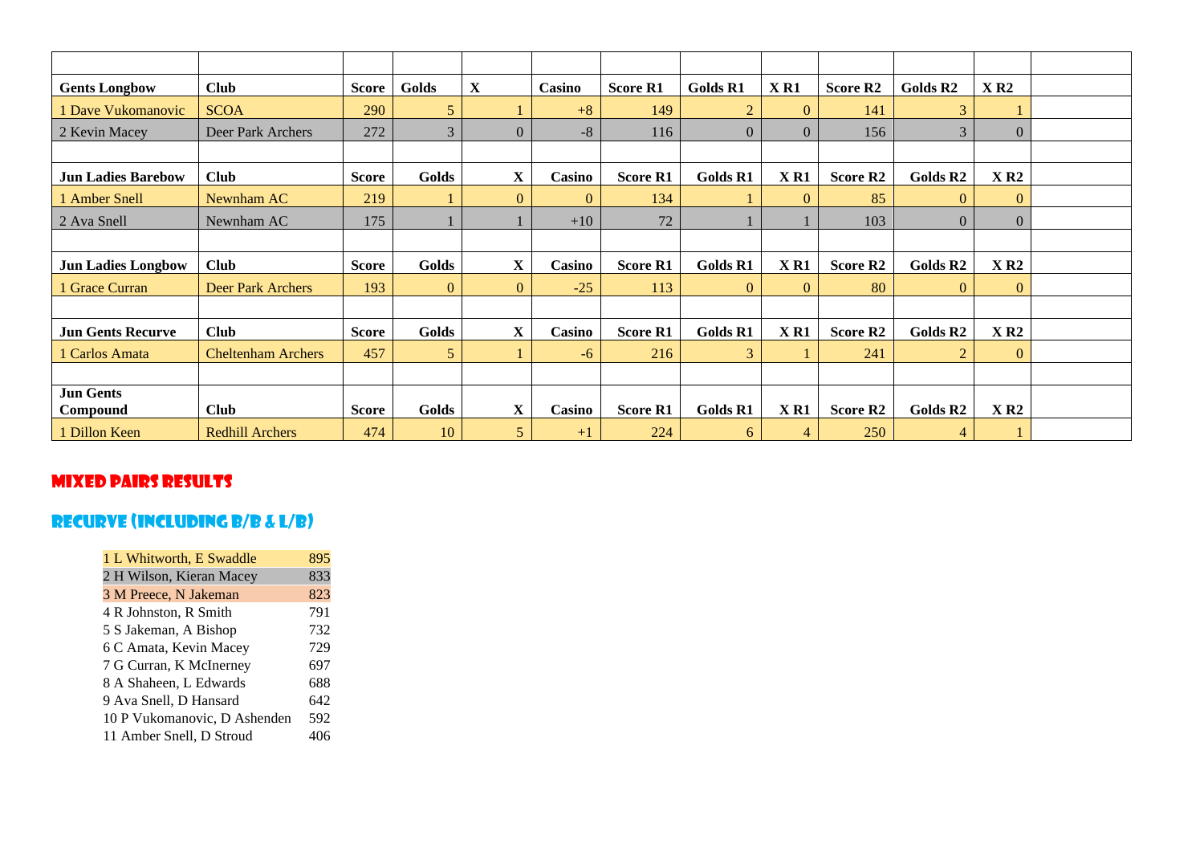| | | | | | | | | | | | | |
|---|---|---|---|---|---|---|---|---|---|---|---|---|
| **Gents Longbow** | **Club** | **Score** | **Golds** | **X** | **Casino** | **Score R1** | **Golds R1** | **X R1** | **Score R2** | **Golds R2** | **X R2** | |
| 1 Dave Vukomanovic | SCOA | 290 | 5 | 1 | +8 | 149 | 2 | 0 | 141 | 3 | 1 | |
| 2 Kevin Macey | Deer Park Archers | 272 | 3 | 0 | -8 | 116 | 0 | 0 | 156 | 3 | 0 | |
| | | | | | | | | | | | | |
| **Jun Ladies Barebow** | **Club** | **Score** | **Golds** | **X** | **Casino** | **Score R1** | **Golds R1** | **X R1** | **Score R2** | **Golds R2** | **X R2** | |
| 1 Amber Snell | Newnham AC | 219 | 1 | 0 | 0 | 134 | 1 | 0 | 85 | 0 | 0 | |
| 2 Ava Snell | Newnham AC | 175 | 1 | 1 | +10 | 72 | 1 | 1 | 103 | 0 | 0 | |
| | | | | | | | | | | | | |
| **Jun Ladies Longbow** | **Club** | **Score** | **Golds** | **X** | **Casino** | **Score R1** | **Golds R1** | **X R1** | **Score R2** | **Golds R2** | **X R2** | |
| 1 Grace Curran | Deer Park Archers | 193 | 0 | 0 | -25 | 113 | 0 | 0 | 80 | 0 | 0 | |
| | | | | | | | | | | | | |
| **Jun Gents Recurve** | **Club** | **Score** | **Golds** | **X** | **Casino** | **Score R1** | **Golds R1** | **X R1** | **Score R2** | **Golds R2** | **X R2** | |
| 1 Carlos Amata | Cheltenham Archers | 457 | 5 | 1 | -6 | 216 | 3 | 1 | 241 | 2 | 0 | |
| | | | | | | | | | | | | |
| **Jun Gents Compound** | **Club** | **Score** | **Golds** | **X** | **Casino** | **Score R1** | **Golds R1** | **X R1** | **Score R2** | **Golds R2** | **X R2** | |
| 1 Dillon Keen | Redhill Archers | 474 | 10 | 5 | +1 | 224 | 6 | 4 | 250 | 4 | 1 | |

## MIXED PAIRS RESULTS

## RECURVE (INCLUDING B/B & L/B)

| | |
|---|---|
| 1 L Whitworth, E Swaddle | 895 |
| 2 H Wilson, Kieran Macey | 833 |
| 3 M Preece, N Jakeman | 823 |
| 4 R Johnston, R Smith | 791 |
| 5 S Jakeman, A Bishop | 732 |
| 6 C Amata, Kevin Macey | 729 |
| 7 G Curran, K McInerney | 697 |
| 8 A Shaheen, L Edwards | 688 |
| 9 Ava Snell, D Hansard | 642 |
| 10 P Vukomanovic, D Ashenden | 592 |
| 11 Amber Snell, D Stroud | 406 |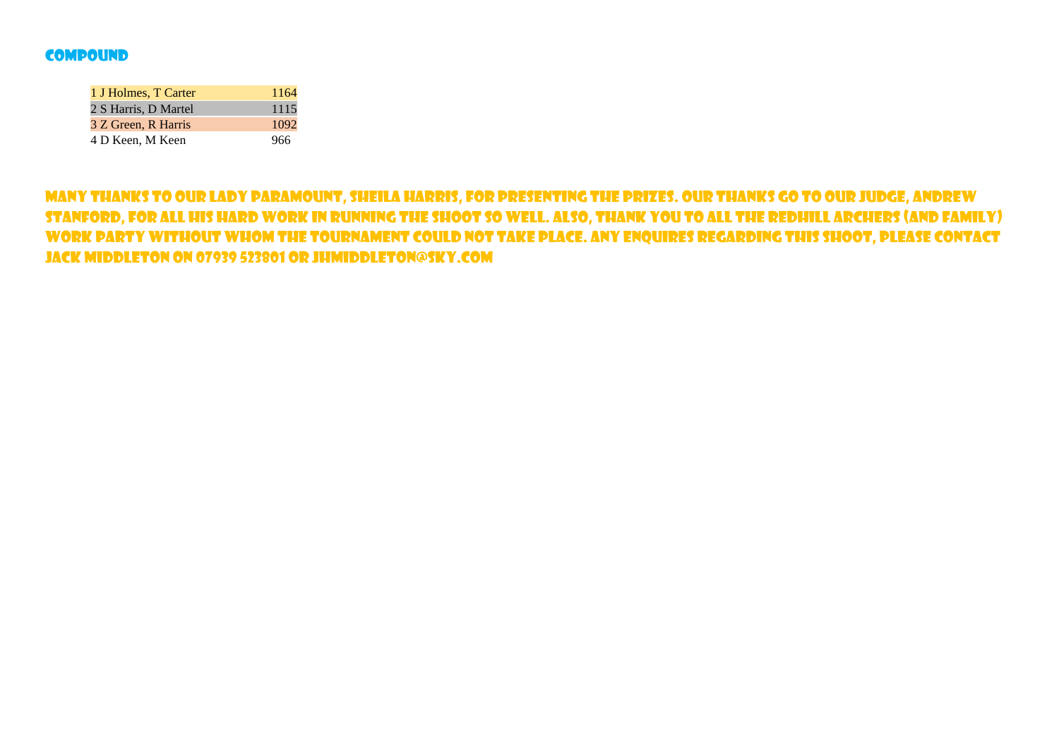## COMPOUND

| | |
|---|---|
| 1 J Holmes, T Carter | 1164 |
| 2 S Harris, D Martel | 1115 |
| 3 Z Green, R Harris | 1092 |
| 4 D Keen, M Keen | 966 |

**MANY THANKS TO OUR LADY PARAMOUNT, SHEILA HARRIS, FOR PRESENTING THE PRIZES. OUR THANKS GO TO OUR JUDGE, ANDREW STANFORD, FOR ALL HIS HARD WORK IN RUNNING THE SHOOT SO WELL. ALSO, THANK YOU TO ALL THE REDHILL ARCHERS (AND FAMILY) WORK PARTY WITHOUT WHOM THE TOURNAMENT COULD NOT TAKE PLACE. ANY ENQUIRES REGARDING THIS SHOOT, PLEASE CONTACT JACK MIDDLETON ON 07939 523801 OR JHMIDDLETON@SKY.COM**